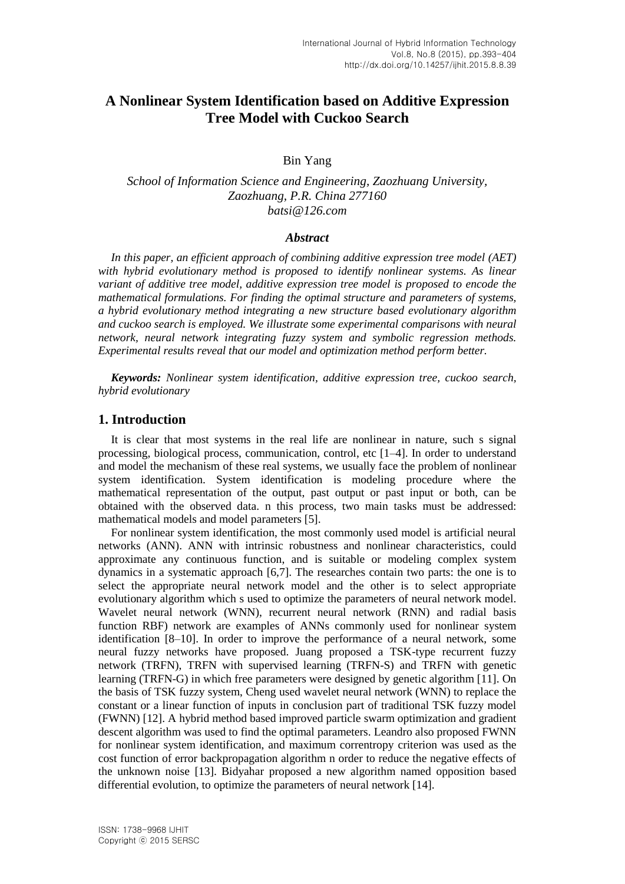# A Nonlinear System Identification based on Additive Expression Tree Model with Cuckoo Search

Bin Yang

*School of Information Science and Engineering, Zaozhuang University, Zaozhuang, P.R. China 277160*
*batsi@126.com*

### *Abstract*

*In this paper, an efficient approach of combining additive expression tree model (AET) with hybrid evolutionary method is proposed to identify nonlinear systems. As linear variant of additive tree model, additive expression tree model is proposed to encode the mathematical formulations. For finding the optimal structure and parameters of systems, a hybrid evolutionary method integrating a new structure based evolutionary algorithm and cuckoo search is employed. We illustrate some experimental comparisons with neural network, neural network integrating fuzzy system and symbolic regression methods. Experimental results reveal that our model and optimization method perform better.*

***Keywords:*** *Nonlinear system identification, additive expression tree, cuckoo search, hybrid evolutionary*

## 1. Introduction

It is clear that most systems in the real life are nonlinear in nature, such s signal processing, biological process, communication, control, etc [1–4]. In order to understand and model the mechanism of these real systems, we usually face the problem of nonlinear system identification. System identification is modeling procedure where the mathematical representation of the output, past output or past input or both, can be obtained with the observed data. n this process, two main tasks must be addressed: mathematical models and model parameters [5].

For nonlinear system identification, the most commonly used model is artificial neural networks (ANN). ANN with intrinsic robustness and nonlinear characteristics, could approximate any continuous function, and is suitable or modeling complex system dynamics in a systematic approach [6,7]. The researches contain two parts: the one is to select the appropriate neural network model and the other is to select appropriate evolutionary algorithm which s used to optimize the parameters of neural network model. Wavelet neural network (WNN), recurrent neural network (RNN) and radial basis function RBF) network are examples of ANNs commonly used for nonlinear system identification [8–10]. In order to improve the performance of a neural network, some neural fuzzy networks have proposed. Juang proposed a TSK-type recurrent fuzzy network (TRFN), TRFN with supervised learning (TRFN-S) and TRFN with genetic learning (TRFN-G) in which free parameters were designed by genetic algorithm [11]. On the basis of TSK fuzzy system, Cheng used wavelet neural network (WNN) to replace the constant or a linear function of inputs in conclusion part of traditional TSK fuzzy model (FWNN) [12]. A hybrid method based improved particle swarm optimization and gradient descent algorithm was used to find the optimal parameters. Leandro also proposed FWNN for nonlinear system identification, and maximum correntropy criterion was used as the cost function of error backpropagation algorithm n order to reduce the negative effects of the unknown noise [13]. Bidyahar proposed a new algorithm named opposition based differential evolution, to optimize the parameters of neural network [14].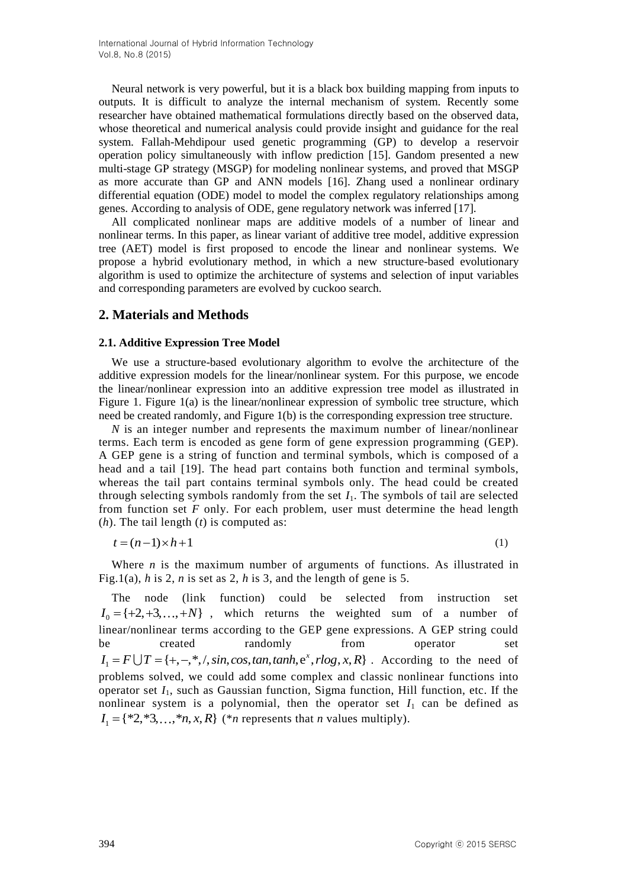Neural network is very powerful, but it is a black box building mapping from inputs to outputs. It is difficult to analyze the internal mechanism of system. Recently some researcher have obtained mathematical formulations directly based on the observed data, whose theoretical and numerical analysis could provide insight and guidance for the real system. Fallah-Mehdipour used genetic programming (GP) to develop a reservoir operation policy simultaneously with inflow prediction [15]. Gandom presented a new multi-stage GP strategy (MSGP) for modeling nonlinear systems, and proved that MSGP as more accurate than GP and ANN models [16]. Zhang used a nonlinear ordinary differential equation (ODE) model to model the complex regulatory relationships among genes. According to analysis of ODE, gene regulatory network was inferred [17].

All complicated nonlinear maps are additive models of a number of linear and nonlinear terms. In this paper, as linear variant of additive tree model, additive expression tree (AET) model is first proposed to encode the linear and nonlinear systems. We propose a hybrid evolutionary method, in which a new structure-based evolutionary algorithm is used to optimize the architecture of systems and selection of input variables and corresponding parameters are evolved by cuckoo search.

## 2. Materials and Methods

### 2.1. Additive Expression Tree Model

We use a structure-based evolutionary algorithm to evolve the architecture of the additive expression models for the linear/nonlinear system. For this purpose, we encode the linear/nonlinear expression into an additive expression tree model as illustrated in Figure 1. Figure 1(a) is the linear/nonlinear expression of symbolic tree structure, which need be created randomly, and Figure 1(b) is the corresponding expression tree structure.

*N* is an integer number and represents the maximum number of linear/nonlinear terms. Each term is encoded as gene form of gene expression programming (GEP). A GEP gene is a string of function and terminal symbols, which is composed of a head and a tail [19]. The head part contains both function and terminal symbols, whereas the tail part contains terminal symbols only. The head could be created through selecting symbols randomly from the set $I_1$. The symbols of tail are selected from function set *F* only. For each problem, user must determine the head length ($h$). The tail length ($t$) is computed as:

$$t = (n-1) \times h + 1 \tag{1}$$

Where $n$ is the maximum number of arguments of functions. As illustrated in Fig.1(a), $h$ is 2, $n$ is set as 2, $h$ is 3, and the length of gene is 5.

The node (link function) could be selected from instruction set $I_0 = \{+2, +3, \ldots, +N\}$, which returns the weighted sum of a number of linear/nonlinear terms according to the GEP gene expressions. A GEP string could be created randomly from operator set $I_1 = F \bigcup T = \{+, -, *, /, sin, cos, tan, tanh, e^x, rlog, x, R\}$. According to the need of problems solved, we could add some complex and classic nonlinear functions into operator set $I_1$, such as Gaussian function, Sigma function, Hill function, etc. If the nonlinear system is a polynomial, then the operator set $I_1$ can be defined as $I_1 = \{*2, *3, \ldots, *n, x, R\}$ (*$n$ represents that $n$ values multiply).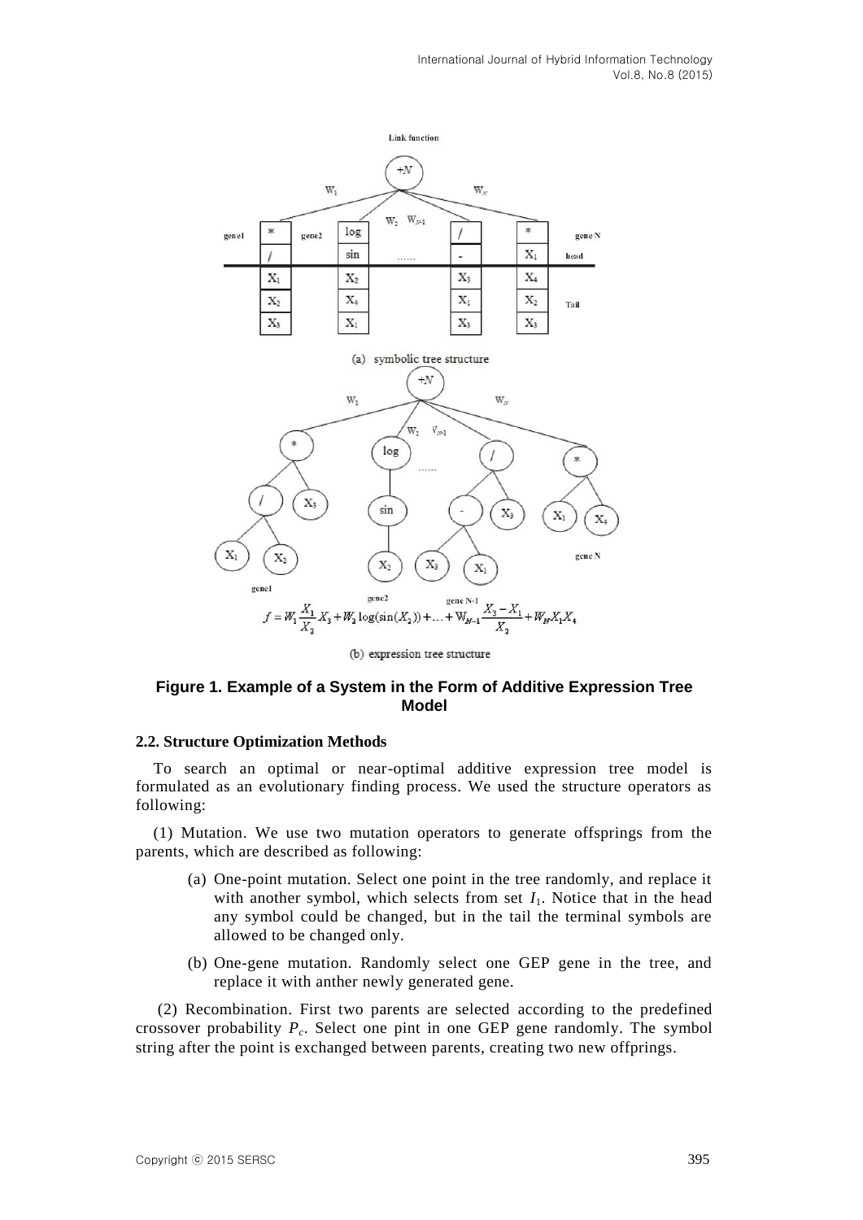Figure 1. Example of a System in the Form of Additive Expression Tree Model

### 2.2. Structure Optimization Methods

To search an optimal or near-optimal additive expression tree model is formulated as an evolutionary finding process. We used the structure operators as following:

(1) Mutation. We use two mutation operators to generate offsprings from the parents, which are described as following:

(a) One-point mutation. Select one point in the tree randomly, and replace it with another symbol, which selects from set $I_1$. Notice that in the head any symbol could be changed, but in the tail the terminal symbols are allowed to be changed only.

(b) One-gene mutation. Randomly select one GEP gene in the tree, and replace it with anther newly generated gene.

(2) Recombination. First two parents are selected according to the predefined crossover probability $P_c$. Select one pint in one GEP gene randomly. The symbol string after the point is exchanged between parents, creating two new offprings.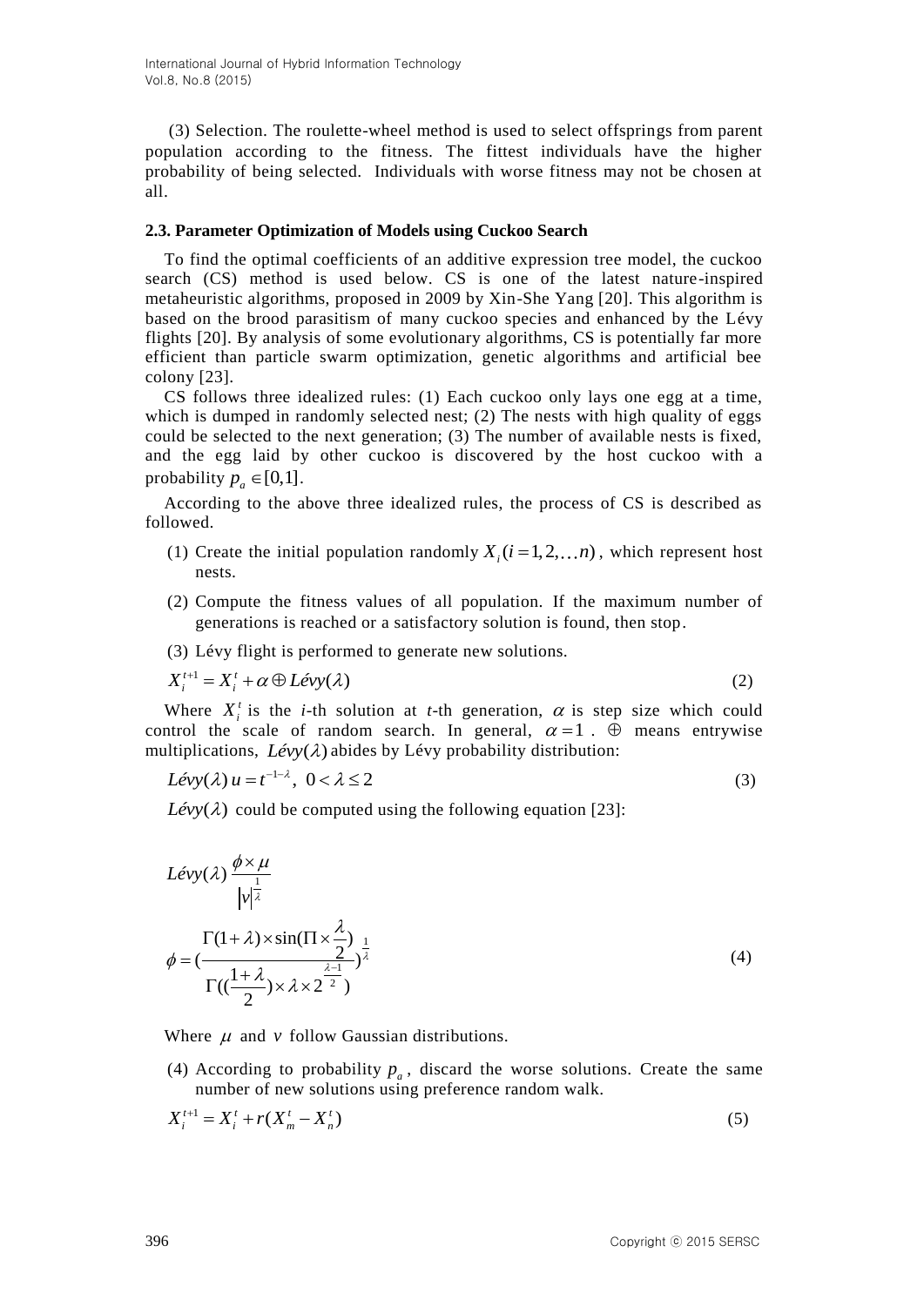(3) Selection. The roulette-wheel method is used to select offsprings from parent population according to the fitness. The fittest individuals have the higher probability of being selected. Individuals with worse fitness may not be chosen at all.

### 2.3. Parameter Optimization of Models using Cuckoo Search

To find the optimal coefficients of an additive expression tree model, the cuckoo search (CS) method is used below. CS is one of the latest nature-inspired metaheuristic algorithms, proposed in 2009 by Xin-She Yang [20]. This algorithm is based on the brood parasitism of many cuckoo species and enhanced by the Lévy flights [20]. By analysis of some evolutionary algorithms, CS is potentially far more efficient than particle swarm optimization, genetic algorithms and artificial bee colony [23].

CS follows three idealized rules: (1) Each cuckoo only lays one egg at a time, which is dumped in randomly selected nest; (2) The nests with high quality of eggs could be selected to the next generation; (3) The number of available nests is fixed, and the egg laid by other cuckoo is discovered by the host cuckoo with a probability $p_a \in [0,1]$.

According to the above three idealized rules, the process of CS is described as followed.

(1) Create the initial population randomly $X_i (i = 1, 2, \ldots n)$, which represent host nests.

(2) Compute the fitness values of all population. If the maximum number of generations is reached or a satisfactory solution is found, then stop.

(3) Lévy flight is performed to generate new solutions.

$$X_i^{t+1} = X_i^t + \alpha \oplus L\acute{e}vy(\lambda) \tag{2}$$

Where $X_i^t$ is the *i*-th solution at *t*-th generation, $\alpha$ is step size which could control the scale of random search. In general, $\alpha = 1$. $\oplus$ means entrywise multiplications, $L\acute{e}vy(\lambda)$ abides by Lévy probability distribution:

$$L\acute{e}vy(\lambda)\, u = t^{-1-\lambda},\ \ 0 < \lambda \le 2 \tag{3}$$

$L\acute{e}vy(\lambda)$ could be computed using the following equation [23]:

$$L\acute{e}vy(\lambda)\, \frac{\phi \times \mu}{|v|^{\frac{1}{\lambda}}}$$

$$\phi = \left(\frac{\Gamma(1+\lambda) \times \sin(\Pi \times \frac{\lambda}{2})}{\Gamma((\frac{1+\lambda}{2}) \times \lambda \times 2^{\frac{\lambda-1}{2}})}\right)^{\frac{1}{\lambda}} \tag{4}$$

Where $\mu$ and $v$ follow Gaussian distributions.

(4) According to probability $p_a$, discard the worse solutions. Create the same number of new solutions using preference random walk.

$$X_i^{t+1} = X_i^t + r(X_m^t - X_n^t) \tag{5}$$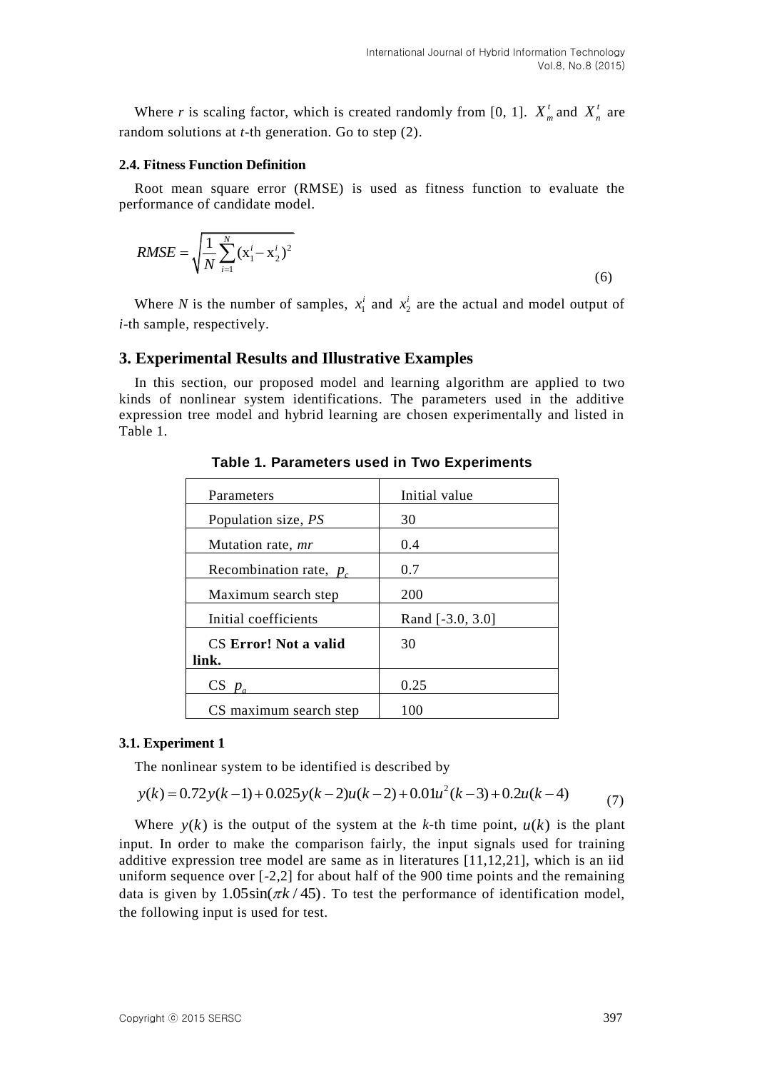Where $r$ is scaling factor, which is created randomly from [0, 1]. $X_m^t$ and $X_n^t$ are random solutions at $t$-th generation. Go to step (2).

### 2.4. Fitness Function Definition

Root mean square error (RMSE) is used as fitness function to evaluate the performance of candidate model.

$$RMSE = \sqrt{\frac{1}{N}\sum_{i=1}^{N}(x_1^i - x_2^i)^2} \tag{6}$$

Where $N$ is the number of samples, $x_1^i$ and $x_2^i$ are the actual and model output of $i$-th sample, respectively.

## 3. Experimental Results and Illustrative Examples

In this section, our proposed model and learning algorithm are applied to two kinds of nonlinear system identifications. The parameters used in the additive expression tree model and hybrid learning are chosen experimentally and listed in Table 1.

**Table 1. Parameters used in Two Experiments**

| Parameters | Initial value |
|---|---|
| Population size, $PS$ | 30 |
| Mutation rate, $mr$ | 0.4 |
| Recombination rate, $p_c$ | 0.7 |
| Maximum search step | 200 |
| Initial coefficients | Rand [-3.0, 3.0] |
| CS **Error! Not a valid link.** | 30 |
| CS $p_a$ | 0.25 |
| CS maximum search step | 100 |

### 3.1. Experiment 1

The nonlinear system to be identified is described by

$$y(k) = 0.72y(k-1) + 0.025y(k-2)u(k-2) + 0.01u^2(k-3) + 0.2u(k-4) \tag{7}$$

Where $y(k)$ is the output of the system at the $k$-th time point, $u(k)$ is the plant input. In order to make the comparison fairly, the input signals used for training additive expression tree model are same as in literatures [11,12,21], which is an iid uniform sequence over [-2,2] for about half of the 900 time points and the remaining data is given by $1.05\sin(\pi k / 45)$. To test the performance of identification model, the following input is used for test.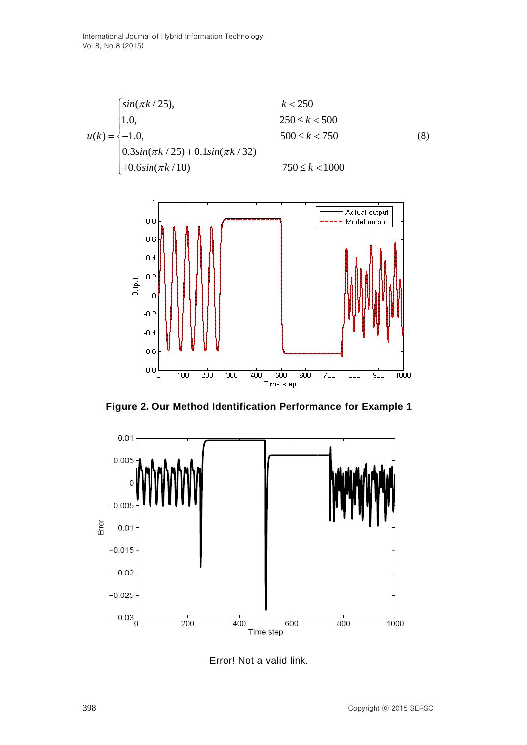$$
u(k) = \begin{cases} \sin(\pi k / 25), & k < 250 \\ 1.0, & 250 \le k < 500 \\ -1.0, & 500 \le k < 750 \\ 0.3\sin(\pi k / 25) + 0.1\sin(\pi k / 32) & \\ +0.6\sin(\pi k / 10) & 750 \le k < 1000 \end{cases} \tag{8}
$$

**Figure 2. Our Method Identification Performance for Example 1**

Error! Not a valid link.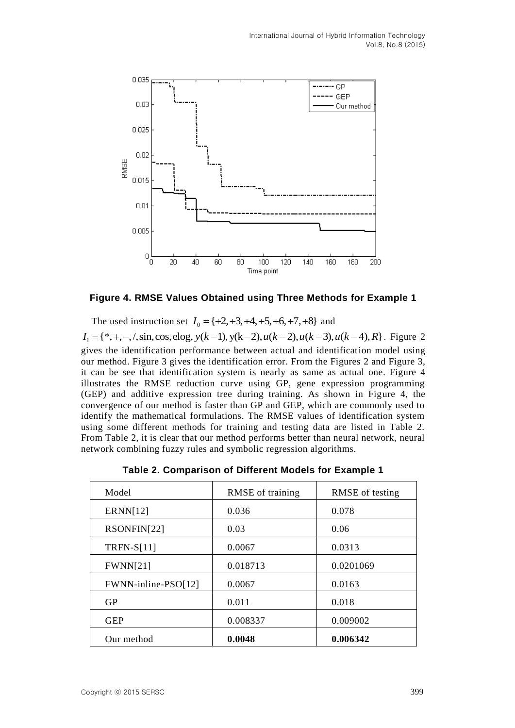**Figure 4. RMSE Values Obtained using Three Methods for Example 1**

The used instruction set $I_0 = \{+2, +3, +4, +5, +6, +7, +8\}$ and $I_1 = \{*, +, -, /, \sin, \cos, \text{elog}, y(k-1), y(k-2), u(k-2), u(k-3), u(k-4), R\}$. Figure 2 gives the identification performance between actual and identification model using our method. Figure 3 gives the identification error. From the Figures 2 and Figure 3, it can be see that identification system is nearly as same as actual one. Figure 4 illustrates the RMSE reduction curve using GP, gene expression programming (GEP) and additive expression tree during training. As shown in Figure 4, the convergence of our method is faster than GP and GEP, which are commonly used to identify the mathematical formulations. The RMSE values of identification system using some different methods for training and testing data are listed in Table 2. From Table 2, it is clear that our method performs better than neural network, neural network combining fuzzy rules and symbolic regression algorithms.

**Table 2. Comparison of Different Models for Example 1**

| Model | RMSE of training | RMSE of testing |
|---|---|---|
| ERNN[12] | 0.036 | 0.078 |
| RSONFIN[22] | 0.03 | 0.06 |
| TRFN-S[11] | 0.0067 | 0.0313 |
| FWNN[21] | 0.018713 | 0.0201069 |
| FWNN-inline-PSO[12] | 0.0067 | 0.0163 |
| GP | 0.011 | 0.018 |
| GEP | 0.008337 | 0.009002 |
| Our method | **0.0048** | **0.006342** |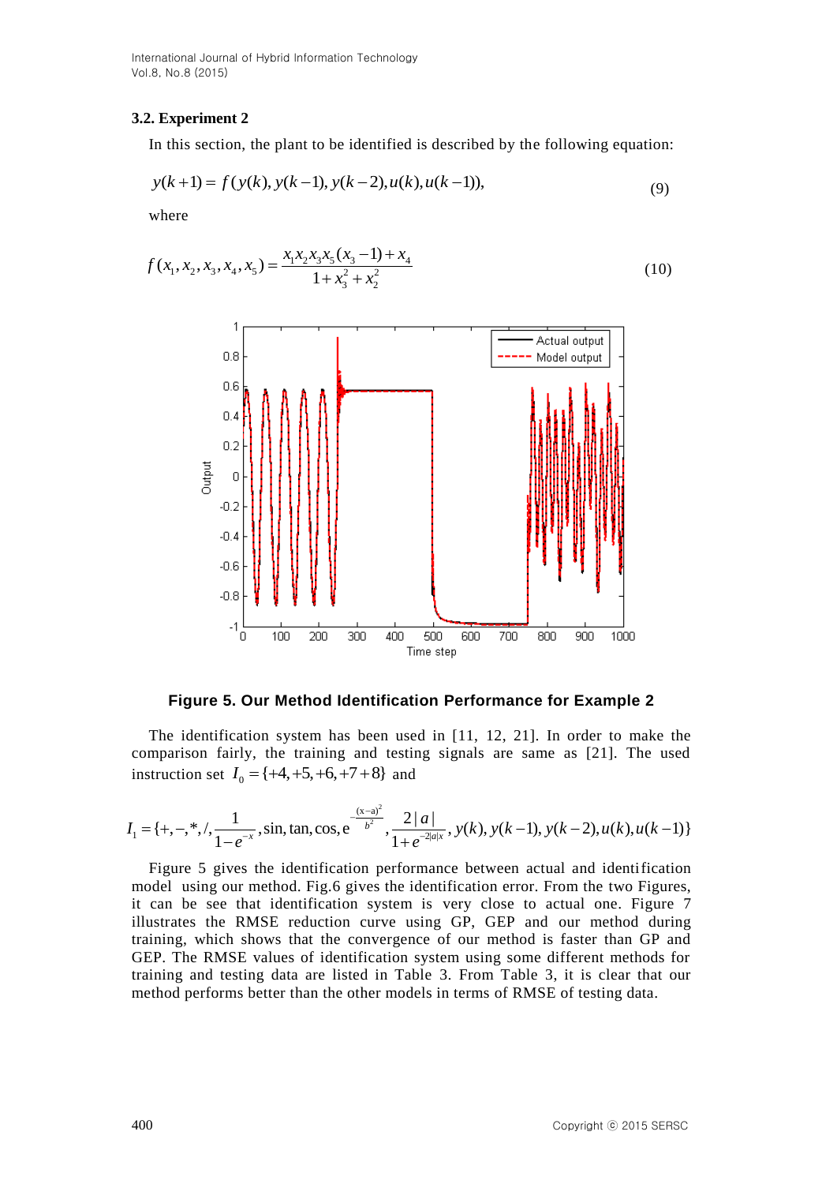### 3.2. Experiment 2

In this section, the plant to be identified is described by the following equation:

$$y(k+1) = f(y(k), y(k-1), y(k-2), u(k), u(k-1)), \tag{9}$$

where

$$f(x_1, x_2, x_3, x_4, x_5) = \frac{x_1 x_2 x_3 x_5 (x_3 - 1) + x_4}{1 + x_3^2 + x_2^2} \tag{10}$$

**Figure 5. Our Method Identification Performance for Example 2**

The identification system has been used in [11, 12, 21]. In order to make the comparison fairly, the training and testing signals are same as [21]. The used instruction set $I_0 = \{+4, +5, +6, +7+8\}$ and

$$I_1 = \{+, -, *, /, \frac{1}{1-e^{-x}}, \sin, \tan, \cos, e^{-\frac{(x-a)^2}{b^2}}, \frac{2|a|}{1+e^{-2|a|x}}, y(k), y(k-1), y(k-2), u(k), u(k-1)\}$$

Figure 5 gives the identification performance between actual and identification model using our method. Fig.6 gives the identification error. From the two Figures, it can be see that identification system is very close to actual one. Figure 7 illustrates the RMSE reduction curve using GP, GEP and our method during training, which shows that the convergence of our method is faster than GP and GEP. The RMSE values of identification system using some different methods for training and testing data are listed in Table 3. From Table 3, it is clear that our method performs better than the other models in terms of RMSE of testing data.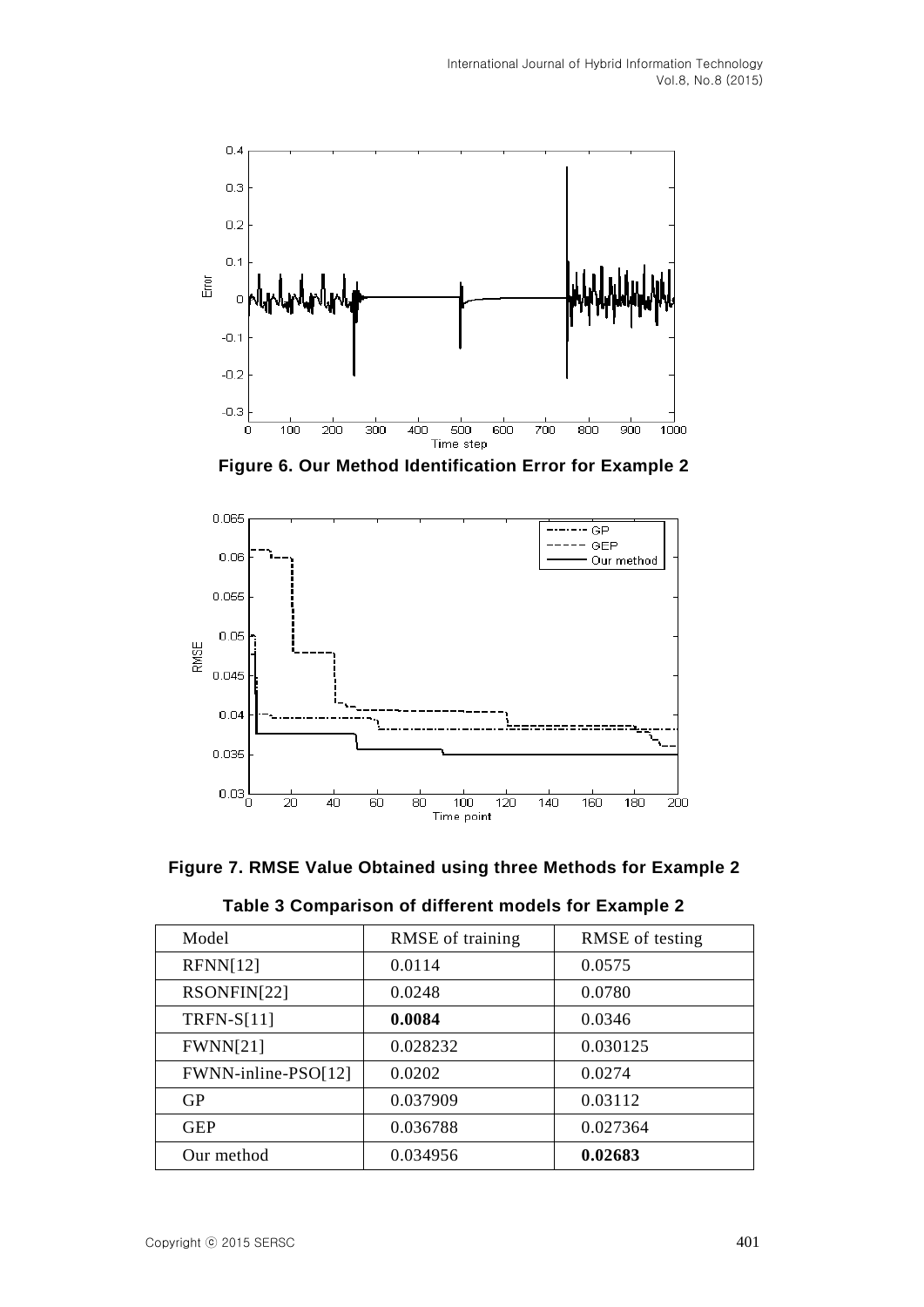**Figure 6. Our Method Identification Error for Example 2**

**Figure 7. RMSE Value Obtained using three Methods for Example 2**

**Table 3 Comparison of different models for Example 2**

| Model | RMSE of training | RMSE of testing |
|---|---|---|
| RFNN[12] | 0.0114 | 0.0575 |
| RSONFIN[22] | 0.0248 | 0.0780 |
| TRFN-S[11] | **0.0084** | 0.0346 |
| FWNN[21] | 0.028232 | 0.030125 |
| FWNN-inline-PSO[12] | 0.0202 | 0.0274 |
| GP | 0.037909 | 0.03112 |
| GEP | 0.036788 | 0.027364 |
| Our method | 0.034956 | **0.02683** |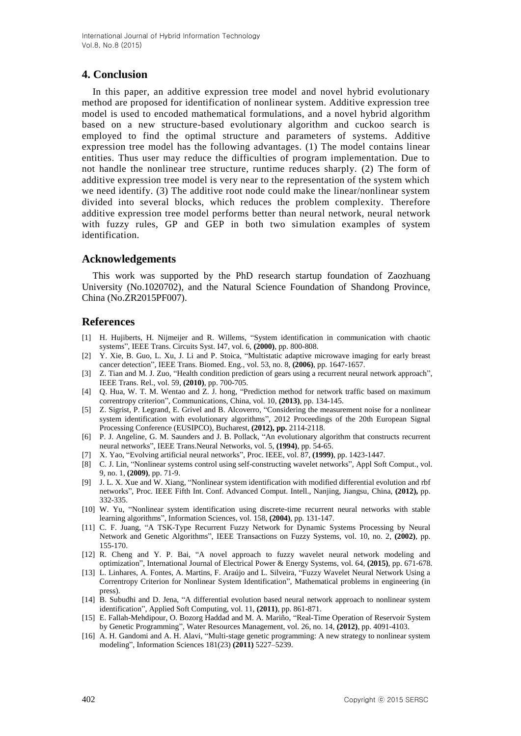## 4. Conclusion

In this paper, an additive expression tree model and novel hybrid evolutionary method are proposed for identification of nonlinear system. Additive expression tree model is used to encoded mathematical formulations, and a novel hybrid algorithm based on a new structure-based evolutionary algorithm and cuckoo search is employed to find the optimal structure and parameters of systems. Additive expression tree model has the following advantages. (1) The model contains linear entities. Thus user may reduce the difficulties of program implementation. Due to not handle the nonlinear tree structure, runtime reduces sharply. (2) The form of additive expression tree model is very near to the representation of the system which we need identify. (3) The additive root node could make the linear/nonlinear system divided into several blocks, which reduces the problem complexity. Therefore additive expression tree model performs better than neural network, neural network with fuzzy rules, GP and GEP in both two simulation examples of system identification.

## Acknowledgements

This work was supported by the PhD research startup foundation of Zaozhuang University (No.1020702), and the Natural Science Foundation of Shandong Province, China (No.ZR2015PF007).

## References

[1] H. Hujiberts, H. Nijmeijer and R. Willems, "System identification in communication with chaotic systems", IEEE Trans. Circuits Syst. I47, vol. 6, **(2000)**, pp. 800-808.

[2] Y. Xie, B. Guo, L. Xu, J. Li and P. Stoica, "Multistatic adaptive microwave imaging for early breast cancer detection", IEEE Trans. Biomed. Eng., vol. 53, no. 8, **(2006)**, pp. 1647-1657.

[3] Z. Tian and M. J. Zuo, "Health condition prediction of gears using a recurrent neural network approach", IEEE Trans. Rel., vol. 59, **(2010)**, pp. 700-705.

[4] Q. Hua, W. T. M. Wentao and Z. J. hong, "Prediction method for network traffic based on maximum correntropy criterion", Communications, China, vol. 10, **(2013)**, pp. 134-145.

[5] Z. Sigrist, P. Legrand, E. Grivel and B. Alcoverro, "Considering the measurement noise for a nonlinear system identification with evolutionary algorithms", 2012 Proceedings of the 20th European Signal Processing Conference (EUSIPCO), Bucharest, **(2012), pp.** 2114-2118.

[6] P. J. Angeline, G. M. Saunders and J. B. Pollack, "An evolutionary algorithm that constructs recurrent neural networks", IEEE Trans.Neural Networks, vol. 5, **(1994)**, pp. 54-65.

[7] X. Yao, "Evolving artificial neural networks", Proc. IEEE, vol. 87, **(1999)**, pp. 1423-1447.

[8] C. J. Lin, "Nonlinear systems control using self-constructing wavelet networks", Appl Soft Comput., vol. 9, no. 1, **(2009)**, pp. 71-9.

[9] J. L. X. Xue and W. Xiang, "Nonlinear system identification with modified differential evolution and rbf networks", Proc. IEEE Fifth Int. Conf. Advanced Comput. Intell., Nanjing, Jiangsu, China, **(2012),** pp. 332-335.

[10] W. Yu, "Nonlinear system identification using discrete-time recurrent neural networks with stable learning algorithms", Information Sciences, vol. 158, **(2004)**, pp. 131-147.

[11] C. F. Juang, "A TSK-Type Recurrent Fuzzy Network for Dynamic Systems Processing by Neural Network and Genetic Algorithms", IEEE Transactions on Fuzzy Systems, vol. 10, no. 2, **(2002)**, pp. 155-170.

[12] R. Cheng and Y. P. Bai, "A novel approach to fuzzy wavelet neural network modeling and optimization", International Journal of Electrical Power & Energy Systems, vol. 64, **(2015)**, pp. 671-678.

[13] L. Linhares, A. Fontes, A. Martins, F. Araújo and L. Silveira, "Fuzzy Wavelet Neural Network Using a Correntropy Criterion for Nonlinear System Identification", Mathematical problems in engineering (in press).

[14] B. Subudhi and D. Jena, "A differential evolution based neural network approach to nonlinear system identification", Applied Soft Computing, vol. 11, **(2011)**, pp. 861-871.

[15] E. Fallah-Mehdipour, O. Bozorg Haddad and M. A. Mariño, "Real-Time Operation of Reservoir System by Genetic Programming", Water Resources Management, vol. 26, no. 14, **(2012)**, pp. 4091-4103.

[16] A. H. Gandomi and A. H. Alavi, "Multi-stage genetic programming: A new strategy to nonlinear system modeling", Information Sciences 181(23) **(2011)** 5227–5239.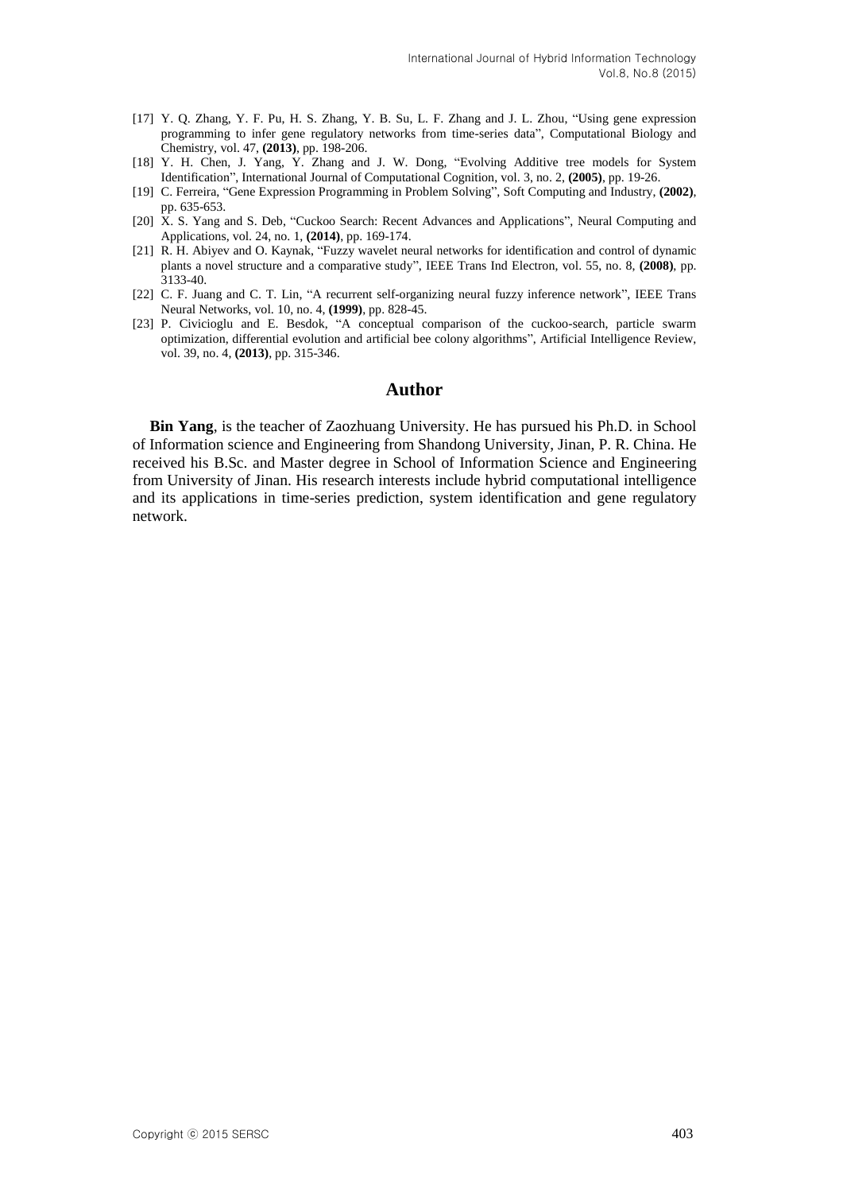[17] Y. Q. Zhang, Y. F. Pu, H. S. Zhang, Y. B. Su, L. F. Zhang and J. L. Zhou, "Using gene expression programming to infer gene regulatory networks from time-series data", Computational Biology and Chemistry, vol. 47, **(2013)**, pp. 198-206.

[18] Y. H. Chen, J. Yang, Y. Zhang and J. W. Dong, "Evolving Additive tree models for System Identification", International Journal of Computational Cognition, vol. 3, no. 2, **(2005)**, pp. 19-26.

[19] C. Ferreira, "Gene Expression Programming in Problem Solving", Soft Computing and Industry, **(2002)**, pp. 635-653.

[20] X. S. Yang and S. Deb, "Cuckoo Search: Recent Advances and Applications", Neural Computing and Applications, vol. 24, no. 1, **(2014)**, pp. 169-174.

[21] R. H. Abiyev and O. Kaynak, "Fuzzy wavelet neural networks for identification and control of dynamic plants a novel structure and a comparative study", IEEE Trans Ind Electron, vol. 55, no. 8, **(2008)**, pp. 3133-40.

[22] C. F. Juang and C. T. Lin, "A recurrent self-organizing neural fuzzy inference network", IEEE Trans Neural Networks, vol. 10, no. 4, **(1999)**, pp. 828-45.

[23] P. Civicioglu and E. Besdok, "A conceptual comparison of the cuckoo-search, particle swarm optimization, differential evolution and artificial bee colony algorithms", Artificial Intelligence Review, vol. 39, no. 4, **(2013)**, pp. 315-346.

## Author

**Bin Yang**, is the teacher of Zaozhuang University. He has pursued his Ph.D. in School of Information science and Engineering from Shandong University, Jinan, P. R. China. He received his B.Sc. and Master degree in School of Information Science and Engineering from University of Jinan. His research interests include hybrid computational intelligence and its applications in time-series prediction, system identification and gene regulatory network.